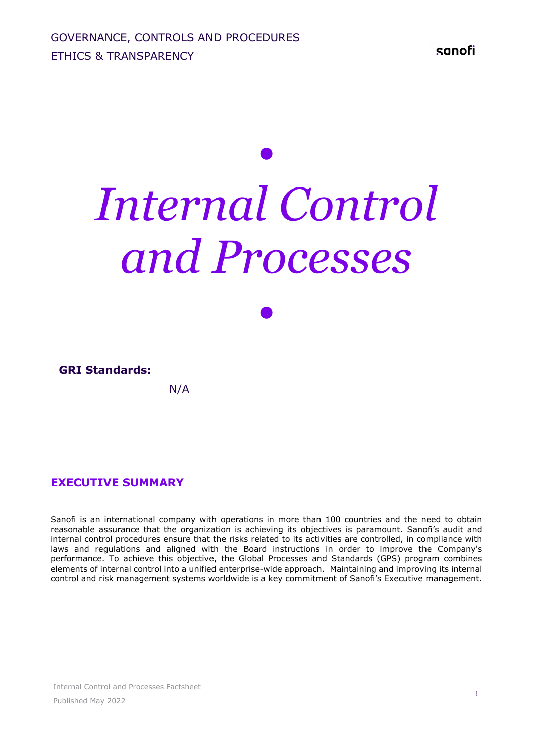# *Internal Control and Processes*

**GRI Standards:**

N/A

## EXECUTIVE SUMMARY

Sanofi is an international company with operations in more than 100 countries and the need to obtain reasonable assurance that the organization is achieving its objectives is paramount. Sanofi's audit and internal control procedures ensure that the risks related to its activities are controlled, in compliance with laws and regulations and aligned with the Board instructions in order to improve the Company's performance. To achieve this objective, the Global Processes and Standards (GPS) program combines elements of internal control into a unified enterprise-wide approach. Maintaining and improving its internal control and risk management systems worldwide is a key commitment of Sanofi's Executive management.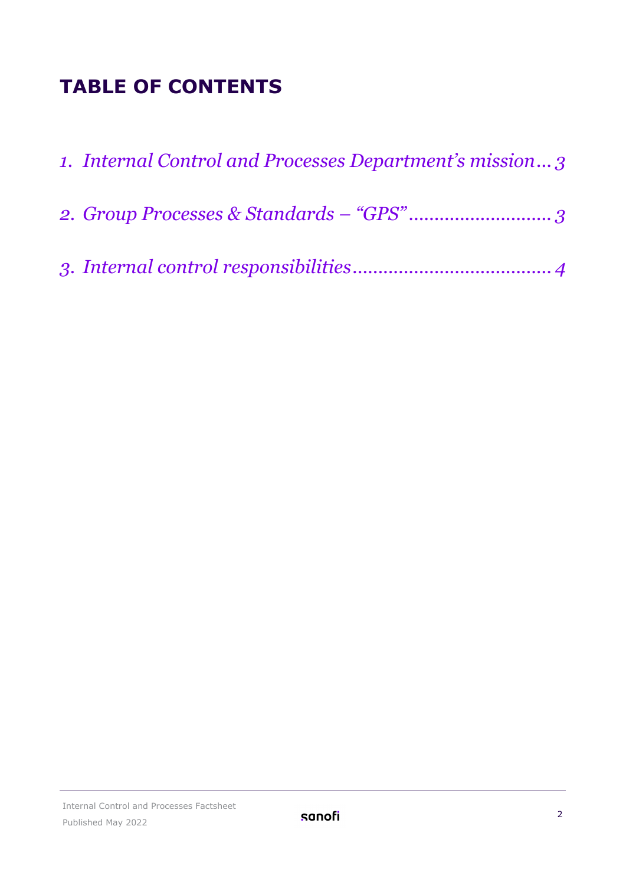# TABLE OF CONTENTS

1. *Internal Control and Processes Department's mission... 3*
2. *Group Processes & Standards – "GPS" ............................ 3*
3. *Internal control responsibilities....................................... 4*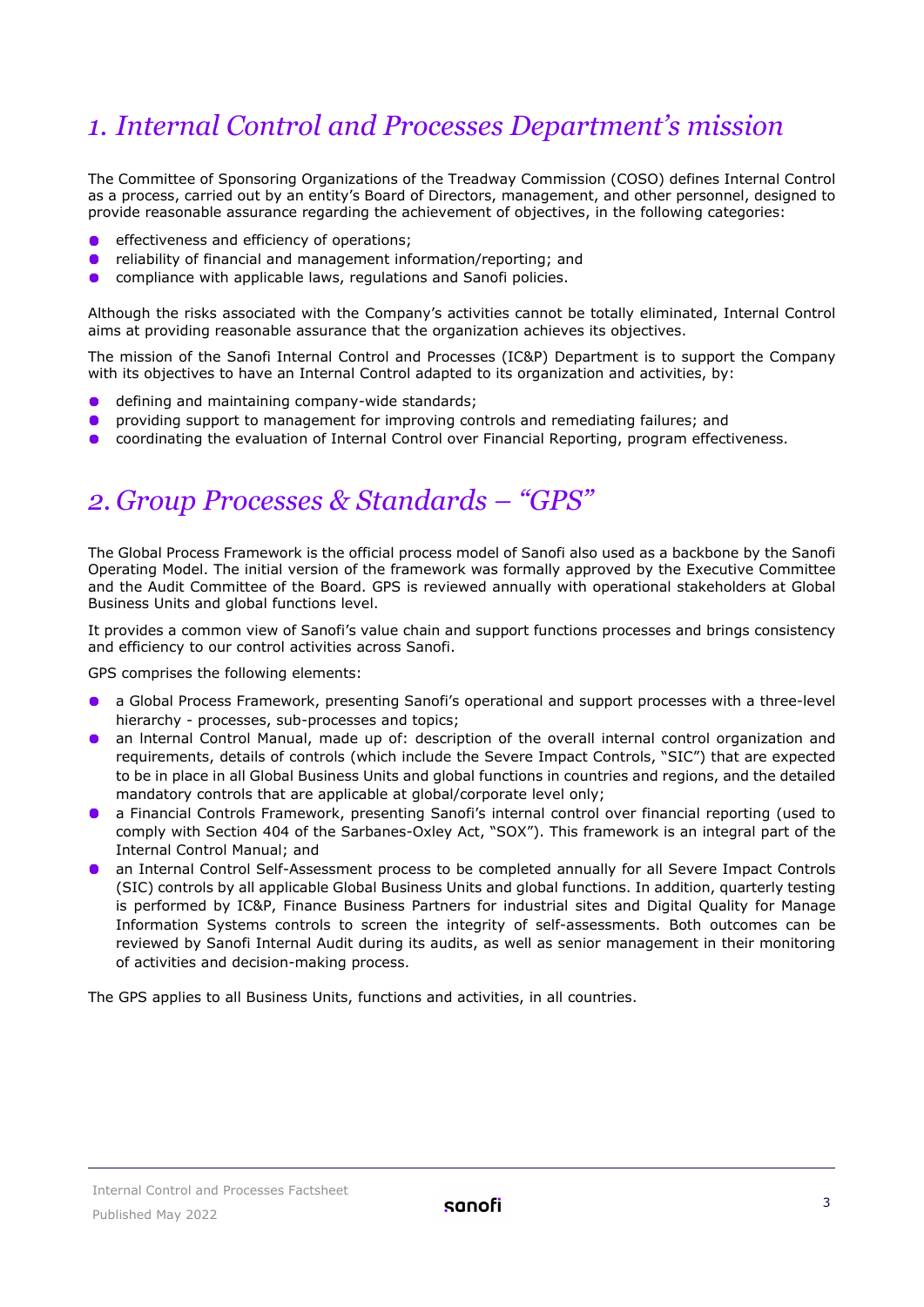# 1. Internal Control and Processes Department's mission

The Committee of Sponsoring Organizations of the Treadway Commission (COSO) defines Internal Control as a process, carried out by an entity's Board of Directors, management, and other personnel, designed to provide reasonable assurance regarding the achievement of objectives, in the following categories:

- effectiveness and efficiency of operations;
- reliability of financial and management information/reporting; and
- compliance with applicable laws, regulations and Sanofi policies.

Although the risks associated with the Company's activities cannot be totally eliminated, Internal Control aims at providing reasonable assurance that the organization achieves its objectives.

The mission of the Sanofi Internal Control and Processes (IC&P) Department is to support the Company with its objectives to have an Internal Control adapted to its organization and activities, by:

- defining and maintaining company-wide standards;
- providing support to management for improving controls and remediating failures; and
- coordinating the evaluation of Internal Control over Financial Reporting, program effectiveness.

# 2. Group Processes & Standards – "GPS"

The Global Process Framework is the official process model of Sanofi also used as a backbone by the Sanofi Operating Model. The initial version of the framework was formally approved by the Executive Committee and the Audit Committee of the Board. GPS is reviewed annually with operational stakeholders at Global Business Units and global functions level.

It provides a common view of Sanofi's value chain and support functions processes and brings consistency and efficiency to our control activities across Sanofi.

GPS comprises the following elements:

- a Global Process Framework, presenting Sanofi's operational and support processes with a three-level hierarchy - processes, sub-processes and topics;
- an Internal Control Manual, made up of: description of the overall internal control organization and requirements, details of controls (which include the Severe Impact Controls, "SIC") that are expected to be in place in all Global Business Units and global functions in countries and regions, and the detailed mandatory controls that are applicable at global/corporate level only;
- a Financial Controls Framework, presenting Sanofi's internal control over financial reporting (used to comply with Section 404 of the Sarbanes-Oxley Act, "SOX"). This framework is an integral part of the Internal Control Manual; and
- an Internal Control Self-Assessment process to be completed annually for all Severe Impact Controls (SIC) controls by all applicable Global Business Units and global functions. In addition, quarterly testing is performed by IC&P, Finance Business Partners for industrial sites and Digital Quality for Manage Information Systems controls to screen the integrity of self-assessments. Both outcomes can be reviewed by Sanofi Internal Audit during its audits, as well as senior management in their monitoring of activities and decision-making process.

The GPS applies to all Business Units, functions and activities, in all countries.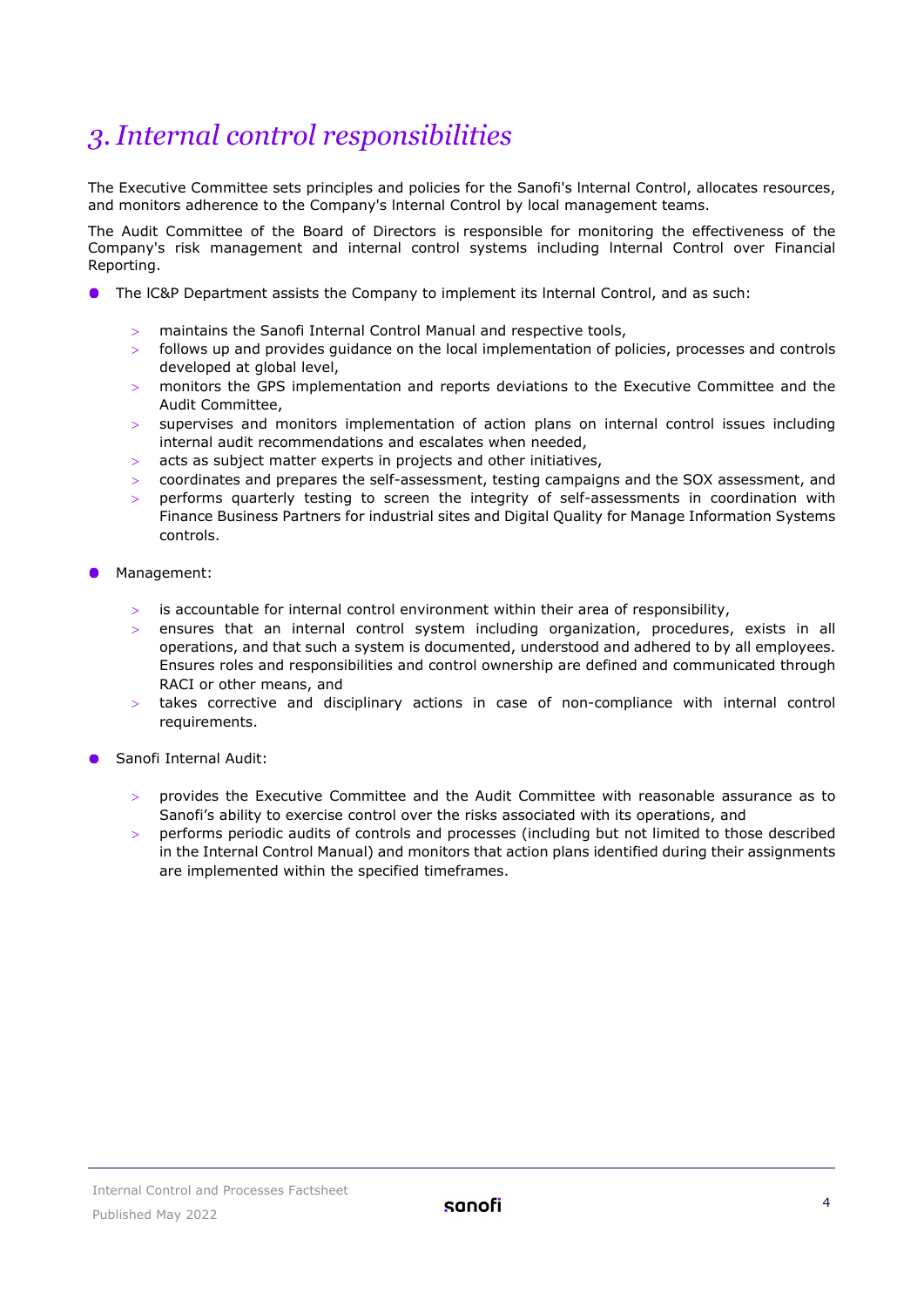# 3. Internal control responsibilities

The Executive Committee sets principles and policies for the Sanofi's Internal Control, allocates resources, and monitors adherence to the Company's Internal Control by local management teams.

The Audit Committee of the Board of Directors is responsible for monitoring the effectiveness of the Company's risk management and internal control systems including Internal Control over Financial Reporting.

- The IC&P Department assists the Company to implement its Internal Control, and as such:
  - maintains the Sanofi Internal Control Manual and respective tools,
  - follows up and provides guidance on the local implementation of policies, processes and controls developed at global level,
  - monitors the GPS implementation and reports deviations to the Executive Committee and the Audit Committee,
  - supervises and monitors implementation of action plans on internal control issues including internal audit recommendations and escalates when needed,
  - acts as subject matter experts in projects and other initiatives,
  - coordinates and prepares the self-assessment, testing campaigns and the SOX assessment, and
  - performs quarterly testing to screen the integrity of self-assessments in coordination with Finance Business Partners for industrial sites and Digital Quality for Manage Information Systems controls.

- Management:
  - is accountable for internal control environment within their area of responsibility,
  - ensures that an internal control system including organization, procedures, exists in all operations, and that such a system is documented, understood and adhered to by all employees. Ensures roles and responsibilities and control ownership are defined and communicated through RACI or other means, and
  - takes corrective and disciplinary actions in case of non-compliance with internal control requirements.

- Sanofi Internal Audit:
  - provides the Executive Committee and the Audit Committee with reasonable assurance as to Sanofi's ability to exercise control over the risks associated with its operations, and
  - performs periodic audits of controls and processes (including but not limited to those described in the Internal Control Manual) and monitors that action plans identified during their assignments are implemented within the specified timeframes.